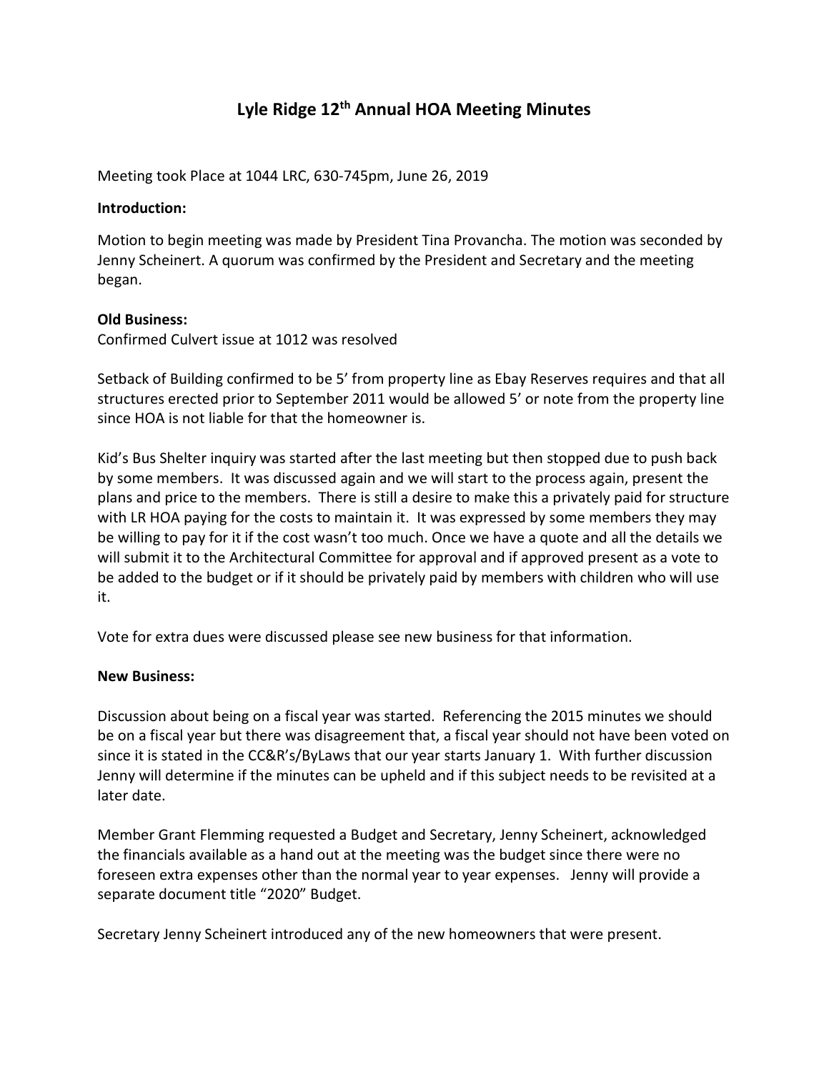# Lyle Ridge 12th Annual HOA Meeting Minutes

Meeting took Place at 1044 LRC, 630-745pm, June 26, 2019

**Introduction:**

Motion to begin meeting was made by President Tina Provancha. The motion was seconded by Jenny Scheinert. A quorum was confirmed by the President and Secretary and the meeting began.

**Old Business:**

Confirmed Culvert issue at 1012 was resolved

Setback of Building confirmed to be 5' from property line as Ebay Reserves requires and that all structures erected prior to September 2011 would be allowed 5' or note from the property line since HOA is not liable for that the homeowner is.

Kid's Bus Shelter inquiry was started after the last meeting but then stopped due to push back by some members. It was discussed again and we will start to the process again, present the plans and price to the members. There is still a desire to make this a privately paid for structure with LR HOA paying for the costs to maintain it. It was expressed by some members they may be willing to pay for it if the cost wasn't too much. Once we have a quote and all the details we will submit it to the Architectural Committee for approval and if approved present as a vote to be added to the budget or if it should be privately paid by members with children who will use it.

Vote for extra dues were discussed please see new business for that information.

**New Business:**

Discussion about being on a fiscal year was started. Referencing the 2015 minutes we should be on a fiscal year but there was disagreement that, a fiscal year should not have been voted on since it is stated in the CC&R's/ByLaws that our year starts January 1. With further discussion Jenny will determine if the minutes can be upheld and if this subject needs to be revisited at a later date.

Member Grant Flemming requested a Budget and Secretary, Jenny Scheinert, acknowledged the financials available as a hand out at the meeting was the budget since there were no foreseen extra expenses other than the normal year to year expenses. Jenny will provide a separate document title "2020" Budget.

Secretary Jenny Scheinert introduced any of the new homeowners that were present.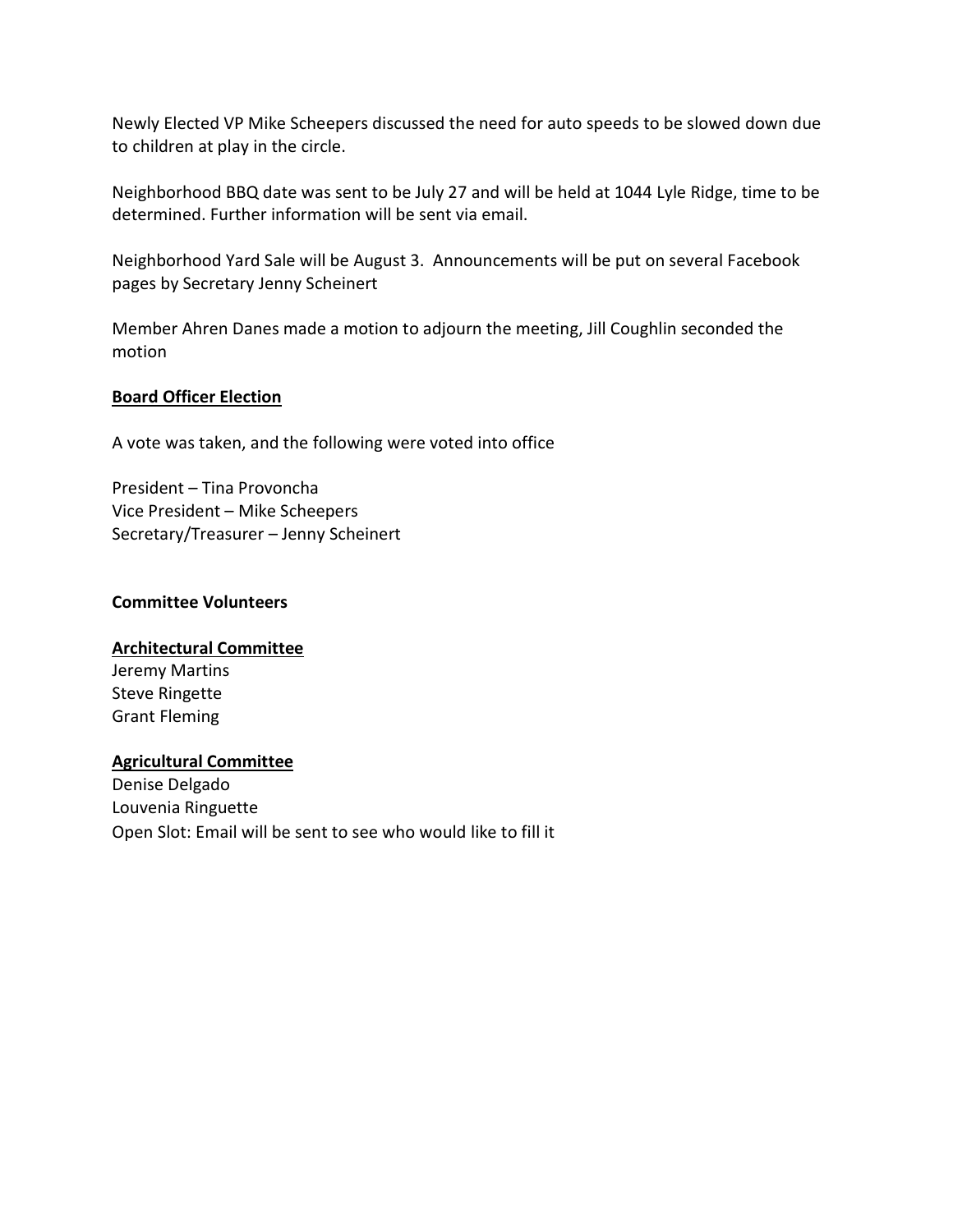Newly Elected VP Mike Scheepers discussed the need for auto speeds to be slowed down due to children at play in the circle.

Neighborhood BBQ date was sent to be July 27 and will be held at 1044 Lyle Ridge, time to be determined. Further information will be sent via email.

Neighborhood Yard Sale will be August 3. Announcements will be put on several Facebook pages by Secretary Jenny Scheinert

Member Ahren Danes made a motion to adjourn the meeting, Jill Coughlin seconded the motion

**<u>Board Officer Election</u>**

A vote was taken, and the following were voted into office

President – Tina Provoncha
Vice President – Mike Scheepers
Secretary/Treasurer – Jenny Scheinert

**Committee Volunteers**

**<u>Architectural Committee</u>**
Jeremy Martins
Steve Ringette
Grant Fleming

**<u>Agricultural Committee</u>**
Denise Delgado
Louvenia Ringuette
Open Slot: Email will be sent to see who would like to fill it